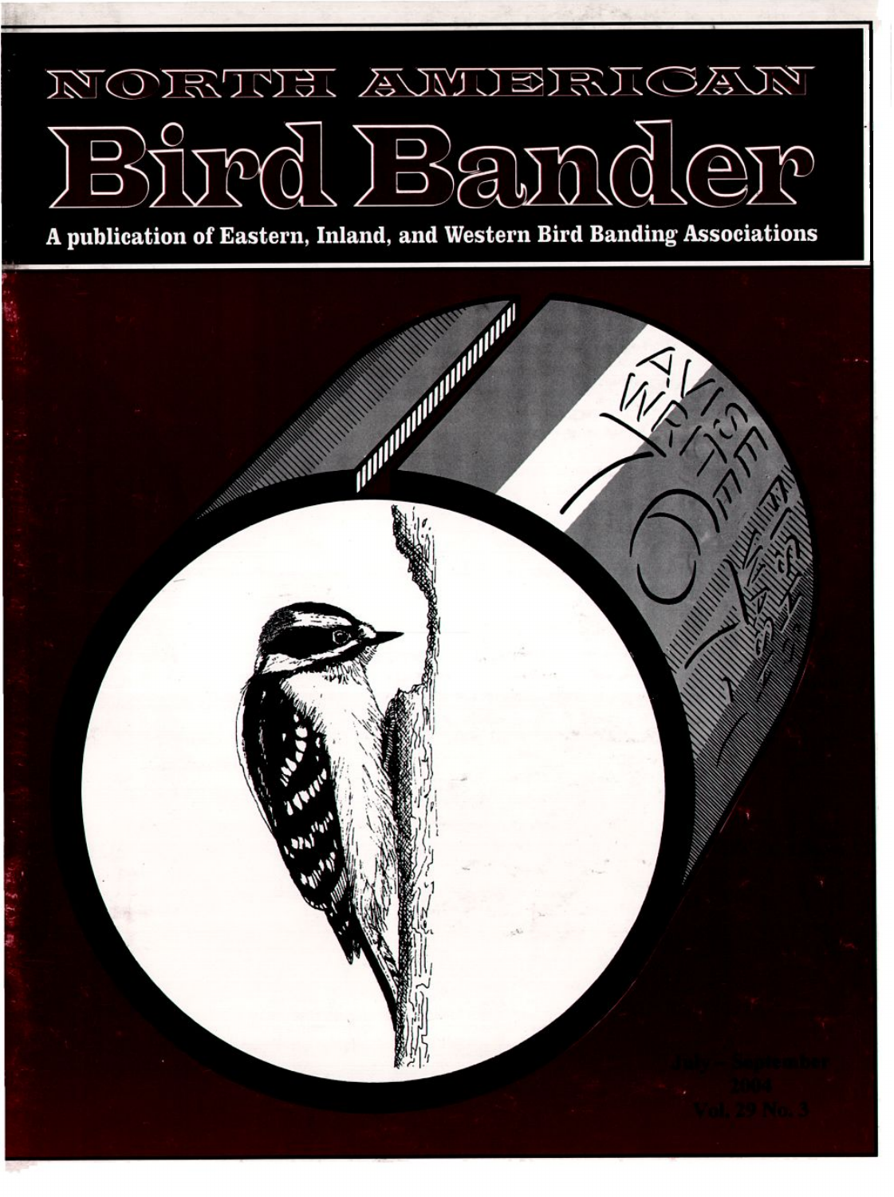# NORTH AMERICAN

# Bird Bander

**A publication of Eastern, Inland, and Western Bird Banding Associations**

July - September
2004
Vol. 29 No. 3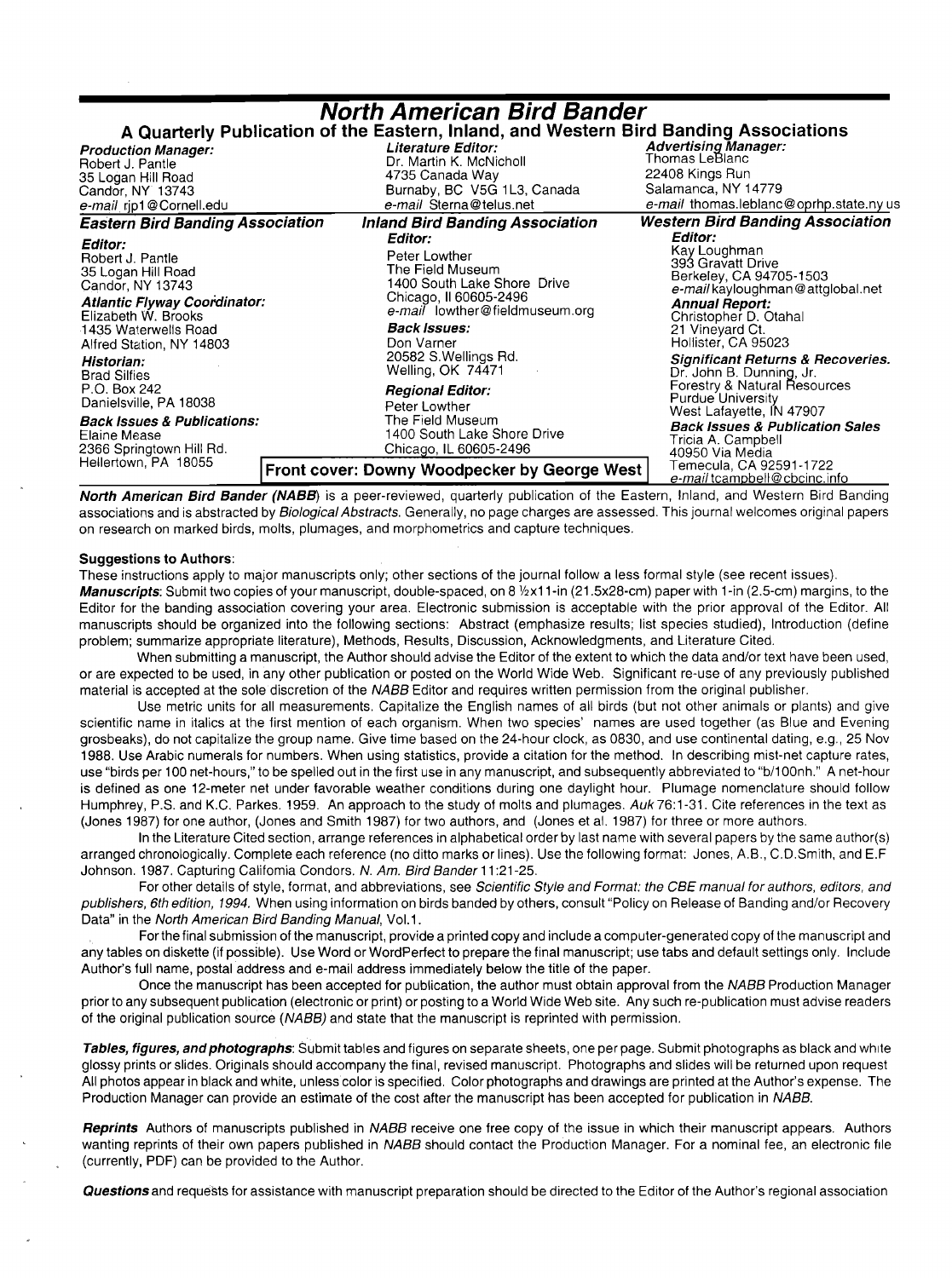# North American Bird Bander

## A Quarterly Publication of the Eastern, Inland, and Western Bird Banding Associations

***Production Manager:***
Robert J. Pantle
35 Logan Hill Road
Candor, NY 13743
*e-mail* rjp1@Cornell.edu

***Literature Editor:***
Dr. Martin K. McNicholl
4735 Canada Way
Burnaby, BC V5G 1L3, Canada
*e-mail* Sterna@telus.net

***Advertising Manager:***
Thomas LeBlanc
22408 Kings Run
Salamanca, NY 14779
*e-mail* thomas.leblanc@oprhp.state.ny us

### Eastern Bird Banding Association

***Editor:***
Robert J. Pantle
35 Logan Hill Road
Candor, NY 13743

***Atlantic Flyway Coordinator:***
Elizabeth W. Brooks
1435 Waterwells Road
Alfred Station, NY 14803

***Historian:***
Brad Silfies
P.O. Box 242
Danielsville, PA 18038

***Back Issues & Publications:***
Elaine Mease
2366 Springtown Hill Rd.
Hellertown, PA 18055

### Inland Bird Banding Association

***Editor:***
Peter Lowther
The Field Museum
1400 South Lake Shore Drive
Chicago, Il 60605-2496
*e-mail* lowther@fieldmuseum.org

***Back Issues:***
Don Varner
20582 S.Wellings Rd.
Welling, OK 74471

***Regional Editor:***
Peter Lowther
The Field Museum
1400 South Lake Shore Drive
Chicago, IL 60605-2496

### Western Bird Banding Association

***Editor:***
Kay Loughman
393 Gravatt Drive
Berkeley, CA 94705-1503
*e-mail* kayloughman@attglobal.net

***Annual Report:***
Christopher D. Otahal
21 Vineyard Ct.
Hollister, CA 95023

***Significant Returns & Recoveries.***
Dr. John B. Dunning, Jr.
Forestry & Natural Resources
Purdue University
West Lafayette, IN 47907

***Back Issues & Publication Sales***
Tricia A. Campbell
40950 Via Media
Temecula, CA 92591-1722
*e-mail* tcampbell@cbcinc.info

**Front cover: Downy Woodpecker by George West**

***North American Bird Bander (NABB)*** is a peer-reviewed, quarterly publication of the Eastern, Inland, and Western Bird Banding associations and is abstracted by *Biological Abstracts.* Generally, no page charges are assessed. This journal welcomes original papers on research on marked birds, molts, plumages, and morphometrics and capture techniques.

**Suggestions to Authors:**

These instructions apply to major manuscripts only; other sections of the journal follow a less formal style (see recent issues).

***Manuscripts***: Submit two copies of your manuscript, double-spaced, on 8 ½x11-in (21.5x28-cm) paper with 1-in (2.5-cm) margins, to the Editor for the banding association covering your area. Electronic submission is acceptable with the prior approval of the Editor. All manuscripts should be organized into the following sections: Abstract (emphasize results; list species studied), Introduction (define problem; summarize appropriate literature), Methods, Results, Discussion, Acknowledgments, and Literature Cited.

When submitting a manuscript, the Author should advise the Editor of the extent to which the data and/or text have been used, or are expected to be used, in any other publication or posted on the World Wide Web. Significant re-use of any previously published material is accepted at the sole discretion of the *NABB* Editor and requires written permission from the original publisher.

Use metric units for all measurements. Capitalize the English names of all birds (but not other animals or plants) and give scientific name in italics at the first mention of each organism. When two species' names are used together (as Blue and Evening grosbeaks), do not capitalize the group name. Give time based on the 24-hour clock, as 0830, and use continental dating, e.g., 25 Nov 1988. Use Arabic numerals for numbers. When using statistics, provide a citation for the method. In describing mist-net capture rates, use "birds per 100 net-hours," to be spelled out in the first use in any manuscript, and subsequently abbreviated to "b/100nh." A net-hour is defined as one 12-meter net under favorable weather conditions during one daylight hour. Plumage nomenclature should follow Humphrey, P.S. and K.C. Parkes. 1959. An approach to the study of molts and plumages. *Auk* 76:1-31. Cite references in the text as (Jones 1987) for one author, (Jones and Smith 1987) for two authors, and (Jones et al. 1987) for three or more authors.

In the Literature Cited section, arrange references in alphabetical order by last name with several papers by the same author(s) arranged chronologically. Complete each reference (no ditto marks or lines). Use the following format: Jones, A.B., C.D.Smith, and E.F Johnson. 1987. Capturing California Condors. *N. Am. Bird Bander* 11:21-25.

For other details of style, format, and abbreviations, see *Scientific Style and Format: the CBE manual for authors, editors, and publishers, 6th edition, 1994.* When using information on birds banded by others, consult "Policy on Release of Banding and/or Recovery Data" in the *North American Bird Banding Manual,* Vol.1.

For the final submission of the manuscript, provide a printed copy and include a computer-generated copy of the manuscript and any tables on diskette (if possible). Use Word or WordPerfect to prepare the final manuscript; use tabs and default settings only. Include Author's full name, postal address and e-mail address immediately below the title of the paper.

Once the manuscript has been accepted for publication, the author must obtain approval from the *NABB* Production Manager prior to any subsequent publication (electronic or print) or posting to a World Wide Web site. Any such re-publication must advise readers of the original publication source (*NABB)* and state that the manuscript is reprinted with permission.

***Tables, figures, and photographs***: Submit tables and figures on separate sheets, one per page. Submit photographs as black and white glossy prints or slides. Originals should accompany the final, revised manuscript. Photographs and slides will be returned upon request All photos appear in black and white, unless color is specified. Color photographs and drawings are printed at the Author's expense. The Production Manager can provide an estimate of the cost after the manuscript has been accepted for publication in *NABB.*

***Reprints*** Authors of manuscripts published in *NABB* receive one free copy of the issue in which their manuscript appears. Authors wanting reprints of their own papers published in *NABB* should contact the Production Manager. For a nominal fee, an electronic file (currently, PDF) can be provided to the Author.

***Questions*** and requests for assistance with manuscript preparation should be directed to the Editor of the Author's regional association